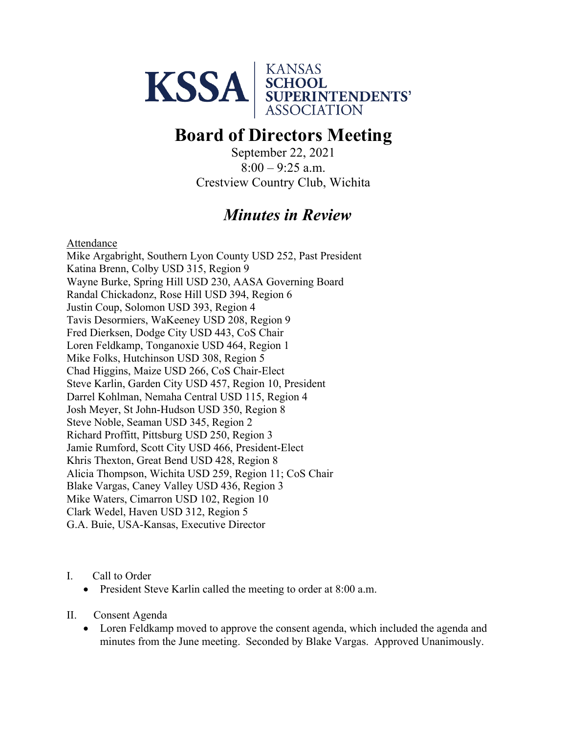KSSA | KANSAS SCHOOL SUPERINTENDENTS' ASSOCIATION

# Board of Directors Meeting

September 22, 2021
8:00 – 9:25 a.m.
Crestview Country Club, Wichita

## *Minutes in Review*

Attendance

Mike Argabright, Southern Lyon County USD 252, Past President
Katina Brenn, Colby USD 315, Region 9
Wayne Burke, Spring Hill USD 230, AASA Governing Board
Randal Chickadonz, Rose Hill USD 394, Region 6
Justin Coup, Solomon USD 393, Region 4
Tavis Desormiers, WaKeeney USD 208, Region 9
Fred Dierksen, Dodge City USD 443, CoS Chair
Loren Feldkamp, Tonganoxie USD 464, Region 1
Mike Folks, Hutchinson USD 308, Region 5
Chad Higgins, Maize USD 266, CoS Chair-Elect
Steve Karlin, Garden City USD 457, Region 10, President
Darrel Kohlman, Nemaha Central USD 115, Region 4
Josh Meyer, St John-Hudson USD 350, Region 8
Steve Noble, Seaman USD 345, Region 2
Richard Proffitt, Pittsburg USD 250, Region 3
Jamie Rumford, Scott City USD 466, President-Elect
Khris Thexton, Great Bend USD 428, Region 8
Alicia Thompson, Wichita USD 259, Region 11; CoS Chair
Blake Vargas, Caney Valley USD 436, Region 3
Mike Waters, Cimarron USD 102, Region 10
Clark Wedel, Haven USD 312, Region 5
G.A. Buie, USA-Kansas, Executive Director

I. Call to Order
- President Steve Karlin called the meeting to order at 8:00 a.m.

II. Consent Agenda
- Loren Feldkamp moved to approve the consent agenda, which included the agenda and minutes from the June meeting. Seconded by Blake Vargas. Approved Unanimously.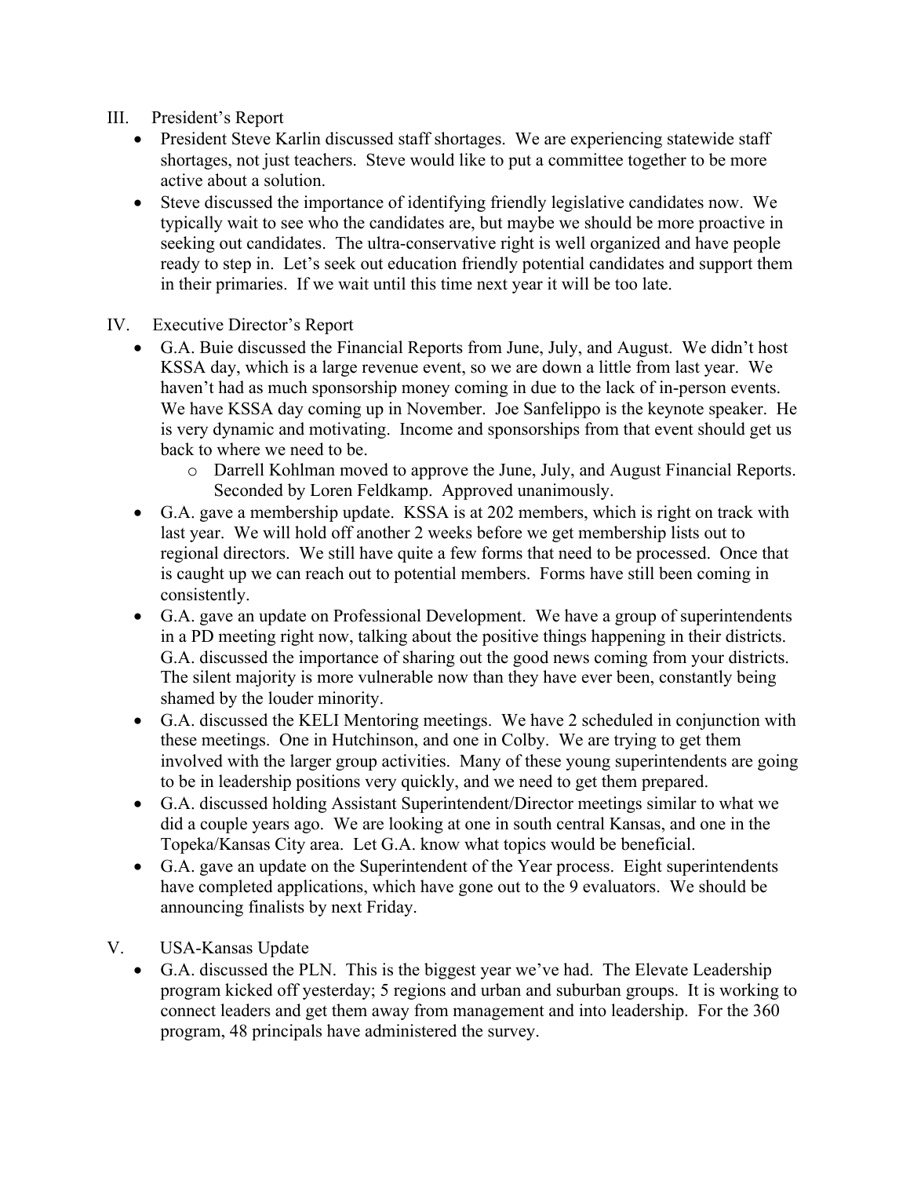III. President's Report

- President Steve Karlin discussed staff shortages. We are experiencing statewide staff shortages, not just teachers. Steve would like to put a committee together to be more active about a solution.
- Steve discussed the importance of identifying friendly legislative candidates now. We typically wait to see who the candidates are, but maybe we should be more proactive in seeking out candidates. The ultra-conservative right is well organized and have people ready to step in. Let's seek out education friendly potential candidates and support them in their primaries. If we wait until this time next year it will be too late.

IV. Executive Director's Report

- G.A. Buie discussed the Financial Reports from June, July, and August. We didn't host KSSA day, which is a large revenue event, so we are down a little from last year. We haven't had as much sponsorship money coming in due to the lack of in-person events. We have KSSA day coming up in November. Joe Sanfelippo is the keynote speaker. He is very dynamic and motivating. Income and sponsorships from that event should get us back to where we need to be.
  - Darrell Kohlman moved to approve the June, July, and August Financial Reports. Seconded by Loren Feldkamp. Approved unanimously.
- G.A. gave a membership update. KSSA is at 202 members, which is right on track with last year. We will hold off another 2 weeks before we get membership lists out to regional directors. We still have quite a few forms that need to be processed. Once that is caught up we can reach out to potential members. Forms have still been coming in consistently.
- G.A. gave an update on Professional Development. We have a group of superintendents in a PD meeting right now, talking about the positive things happening in their districts. G.A. discussed the importance of sharing out the good news coming from your districts. The silent majority is more vulnerable now than they have ever been, constantly being shamed by the louder minority.
- G.A. discussed the KELI Mentoring meetings. We have 2 scheduled in conjunction with these meetings. One in Hutchinson, and one in Colby. We are trying to get them involved with the larger group activities. Many of these young superintendents are going to be in leadership positions very quickly, and we need to get them prepared.
- G.A. discussed holding Assistant Superintendent/Director meetings similar to what we did a couple years ago. We are looking at one in south central Kansas, and one in the Topeka/Kansas City area. Let G.A. know what topics would be beneficial.
- G.A. gave an update on the Superintendent of the Year process. Eight superintendents have completed applications, which have gone out to the 9 evaluators. We should be announcing finalists by next Friday.

V. USA-Kansas Update

- G.A. discussed the PLN. This is the biggest year we've had. The Elevate Leadership program kicked off yesterday; 5 regions and urban and suburban groups. It is working to connect leaders and get them away from management and into leadership. For the 360 program, 48 principals have administered the survey.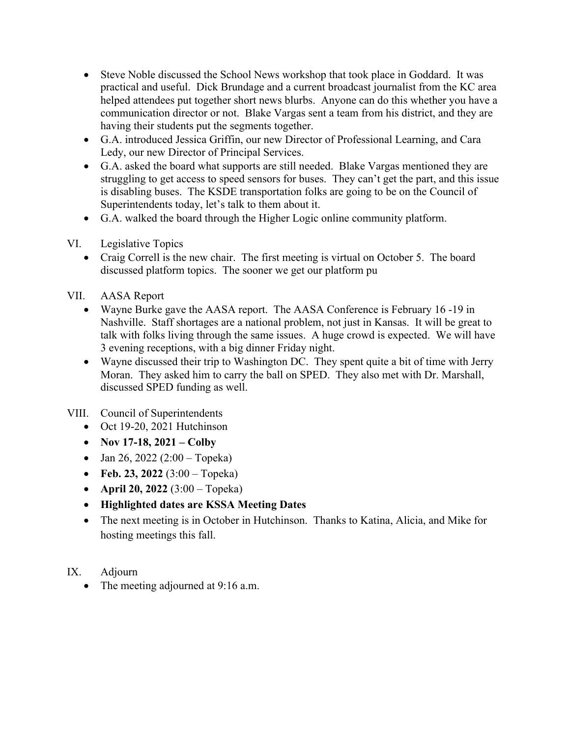- Steve Noble discussed the School News workshop that took place in Goddard. It was practical and useful. Dick Brundage and a current broadcast journalist from the KC area helped attendees put together short news blurbs. Anyone can do this whether you have a communication director or not. Blake Vargas sent a team from his district, and they are having their students put the segments together.
- G.A. introduced Jessica Griffin, our new Director of Professional Learning, and Cara Ledy, our new Director of Principal Services.
- G.A. asked the board what supports are still needed. Blake Vargas mentioned they are struggling to get access to speed sensors for buses. They can't get the part, and this issue is disabling buses. The KSDE transportation folks are going to be on the Council of Superintendents today, let's talk to them about it.
- G.A. walked the board through the Higher Logic online community platform.

VI. Legislative Topics

- Craig Correll is the new chair. The first meeting is virtual on October 5. The board discussed platform topics. The sooner we get our platform pu

VII. AASA Report

- Wayne Burke gave the AASA report. The AASA Conference is February 16 -19 in Nashville. Staff shortages are a national problem, not just in Kansas. It will be great to talk with folks living through the same issues. A huge crowd is expected. We will have 3 evening receptions, with a big dinner Friday night.
- Wayne discussed their trip to Washington DC. They spent quite a bit of time with Jerry Moran. They asked him to carry the ball on SPED. They also met with Dr. Marshall, discussed SPED funding as well.

VIII. Council of Superintendents

- Oct 19-20, 2021 Hutchinson
- **Nov 17-18, 2021 – Colby**
- Jan 26, 2022 (2:00 – Topeka)
- **Feb. 23, 2022** (3:00 – Topeka)
- **April 20, 2022** (3:00 – Topeka)
- **Highlighted dates are KSSA Meeting Dates**
- The next meeting is in October in Hutchinson. Thanks to Katina, Alicia, and Mike for hosting meetings this fall.

IX. Adjourn

- The meeting adjourned at 9:16 a.m.